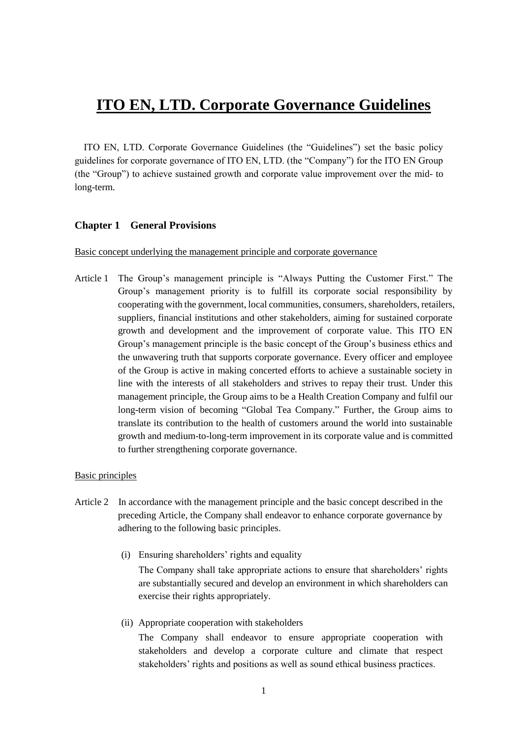# ITO EN, LTD. Corporate Governance Guidelines

ITO EN, LTD. Corporate Governance Guidelines (the "Guidelines") set the basic policy guidelines for corporate governance of ITO EN, LTD. (the "Company") for the ITO EN Group (the "Group") to achieve sustained growth and corporate value improvement over the mid- to long-term.

## Chapter 1 General Provisions

Basic concept underlying the management principle and corporate governance

Article 1 The Group's management principle is "Always Putting the Customer First." The Group's management priority is to fulfill its corporate social responsibility by cooperating with the government, local communities, consumers, shareholders, retailers, suppliers, financial institutions and other stakeholders, aiming for sustained corporate growth and development and the improvement of corporate value. This ITO EN Group's management principle is the basic concept of the Group's business ethics and the unwavering truth that supports corporate governance. Every officer and employee of the Group is active in making concerted efforts to achieve a sustainable society in line with the interests of all stakeholders and strives to repay their trust. Under this management principle, the Group aims to be a Health Creation Company and fulfil our long-term vision of becoming "Global Tea Company." Further, the Group aims to translate its contribution to the health of customers around the world into sustainable growth and medium-to-long-term improvement in its corporate value and is committed to further strengthening corporate governance.

Basic principles

Article 2 In accordance with the management principle and the basic concept described in the preceding Article, the Company shall endeavor to enhance corporate governance by adhering to the following basic principles.

(i) Ensuring shareholders' rights and equality

The Company shall take appropriate actions to ensure that shareholders' rights are substantially secured and develop an environment in which shareholders can exercise their rights appropriately.

(ii) Appropriate cooperation with stakeholders

The Company shall endeavor to ensure appropriate cooperation with stakeholders and develop a corporate culture and climate that respect stakeholders' rights and positions as well as sound ethical business practices.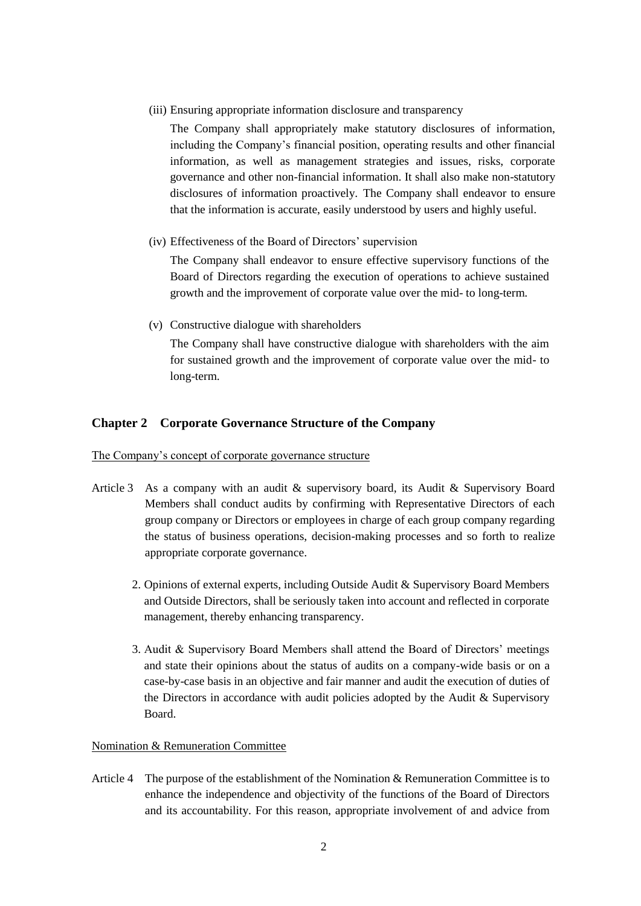(iii) Ensuring appropriate information disclosure and transparency

The Company shall appropriately make statutory disclosures of information, including the Company's financial position, operating results and other financial information, as well as management strategies and issues, risks, corporate governance and other non-financial information. It shall also make non-statutory disclosures of information proactively. The Company shall endeavor to ensure that the information is accurate, easily understood by users and highly useful.

(iv) Effectiveness of the Board of Directors' supervision

The Company shall endeavor to ensure effective supervisory functions of the Board of Directors regarding the execution of operations to achieve sustained growth and the improvement of corporate value over the mid- to long-term.

(v) Constructive dialogue with shareholders

The Company shall have constructive dialogue with shareholders with the aim for sustained growth and the improvement of corporate value over the mid- to long-term.

## Chapter 2 Corporate Governance Structure of the Company

The Company's concept of corporate governance structure

Article 3 As a company with an audit & supervisory board, its Audit & Supervisory Board Members shall conduct audits by confirming with Representative Directors of each group company or Directors or employees in charge of each group company regarding the status of business operations, decision-making processes and so forth to realize appropriate corporate governance.

2. Opinions of external experts, including Outside Audit & Supervisory Board Members and Outside Directors, shall be seriously taken into account and reflected in corporate management, thereby enhancing transparency.

3. Audit & Supervisory Board Members shall attend the Board of Directors' meetings and state their opinions about the status of audits on a company-wide basis or on a case-by-case basis in an objective and fair manner and audit the execution of duties of the Directors in accordance with audit policies adopted by the Audit & Supervisory Board.

Nomination & Remuneration Committee

Article 4 The purpose of the establishment of the Nomination & Remuneration Committee is to enhance the independence and objectivity of the functions of the Board of Directors and its accountability. For this reason, appropriate involvement of and advice from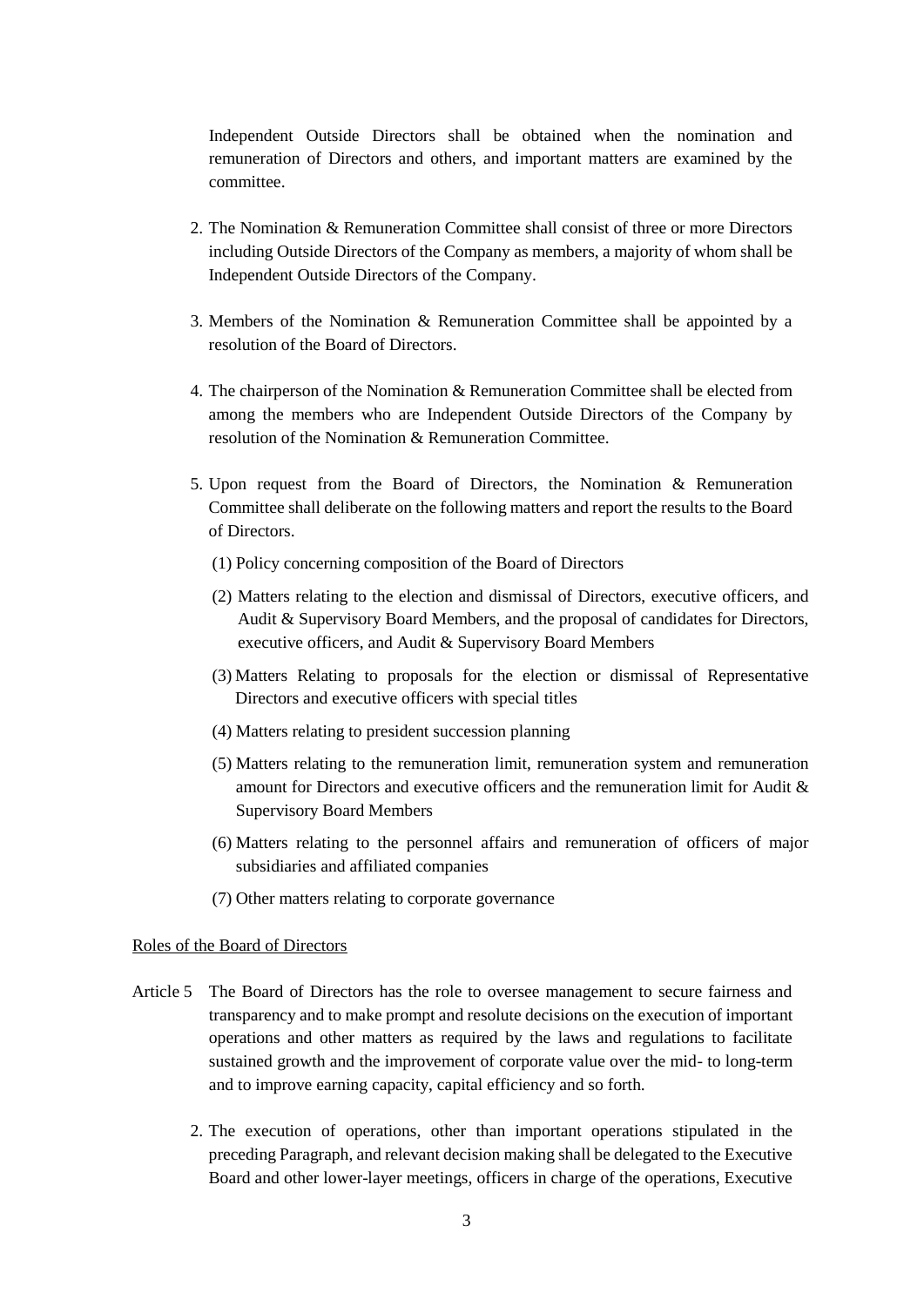Independent Outside Directors shall be obtained when the nomination and remuneration of Directors and others, and important matters are examined by the committee.

2. The Nomination & Remuneration Committee shall consist of three or more Directors including Outside Directors of the Company as members, a majority of whom shall be Independent Outside Directors of the Company.

3. Members of the Nomination & Remuneration Committee shall be appointed by a resolution of the Board of Directors.

4. The chairperson of the Nomination & Remuneration Committee shall be elected from among the members who are Independent Outside Directors of the Company by resolution of the Nomination & Remuneration Committee.

5. Upon request from the Board of Directors, the Nomination & Remuneration Committee shall deliberate on the following matters and report the results to the Board of Directors.

   (1) Policy concerning composition of the Board of Directors

   (2) Matters relating to the election and dismissal of Directors, executive officers, and Audit & Supervisory Board Members, and the proposal of candidates for Directors, executive officers, and Audit & Supervisory Board Members

   (3) Matters Relating to proposals for the election or dismissal of Representative Directors and executive officers with special titles

   (4) Matters relating to president succession planning

   (5) Matters relating to the remuneration limit, remuneration system and remuneration amount for Directors and executive officers and the remuneration limit for Audit & Supervisory Board Members

   (6) Matters relating to the personnel affairs and remuneration of officers of major subsidiaries and affiliated companies

   (7) Other matters relating to corporate governance

<u>Roles of the Board of Directors</u>

Article 5 The Board of Directors has the role to oversee management to secure fairness and transparency and to make prompt and resolute decisions on the execution of important operations and other matters as required by the laws and regulations to facilitate sustained growth and the improvement of corporate value over the mid- to long-term and to improve earning capacity, capital efficiency and so forth.

2. The execution of operations, other than important operations stipulated in the preceding Paragraph, and relevant decision making shall be delegated to the Executive Board and other lower-layer meetings, officers in charge of the operations, Executive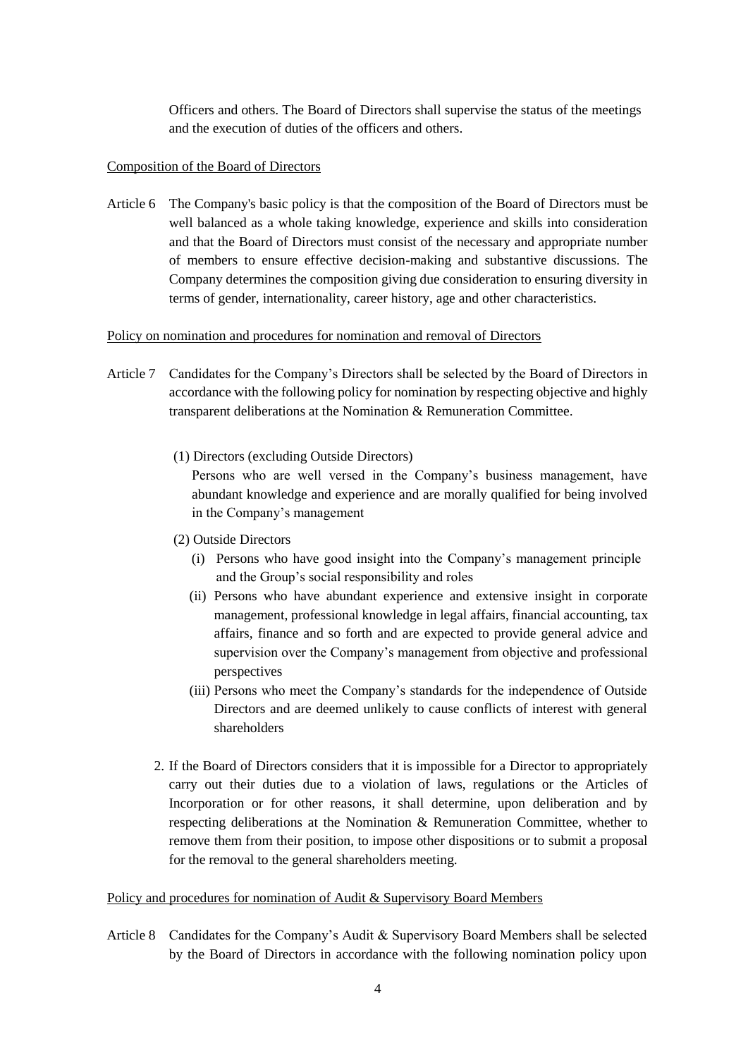Officers and others. The Board of Directors shall supervise the status of the meetings and the execution of duties of the officers and others.

Composition of the Board of Directors

Article 6 The Company's basic policy is that the composition of the Board of Directors must be well balanced as a whole taking knowledge, experience and skills into consideration and that the Board of Directors must consist of the necessary and appropriate number of members to ensure effective decision-making and substantive discussions. The Company determines the composition giving due consideration to ensuring diversity in terms of gender, internationality, career history, age and other characteristics.

Policy on nomination and procedures for nomination and removal of Directors

Article 7 Candidates for the Company's Directors shall be selected by the Board of Directors in accordance with the following policy for nomination by respecting objective and highly transparent deliberations at the Nomination & Remuneration Committee.

(1) Directors (excluding Outside Directors)

Persons who are well versed in the Company's business management, have abundant knowledge and experience and are morally qualified for being involved in the Company's management

(2) Outside Directors

(i) Persons who have good insight into the Company's management principle and the Group's social responsibility and roles

(ii) Persons who have abundant experience and extensive insight in corporate management, professional knowledge in legal affairs, financial accounting, tax affairs, finance and so forth and are expected to provide general advice and supervision over the Company's management from objective and professional perspectives

(iii) Persons who meet the Company's standards for the independence of Outside Directors and are deemed unlikely to cause conflicts of interest with general shareholders

2. If the Board of Directors considers that it is impossible for a Director to appropriately carry out their duties due to a violation of laws, regulations or the Articles of Incorporation or for other reasons, it shall determine, upon deliberation and by respecting deliberations at the Nomination & Remuneration Committee, whether to remove them from their position, to impose other dispositions or to submit a proposal for the removal to the general shareholders meeting.

Policy and procedures for nomination of Audit & Supervisory Board Members

Article 8 Candidates for the Company's Audit & Supervisory Board Members shall be selected by the Board of Directors in accordance with the following nomination policy upon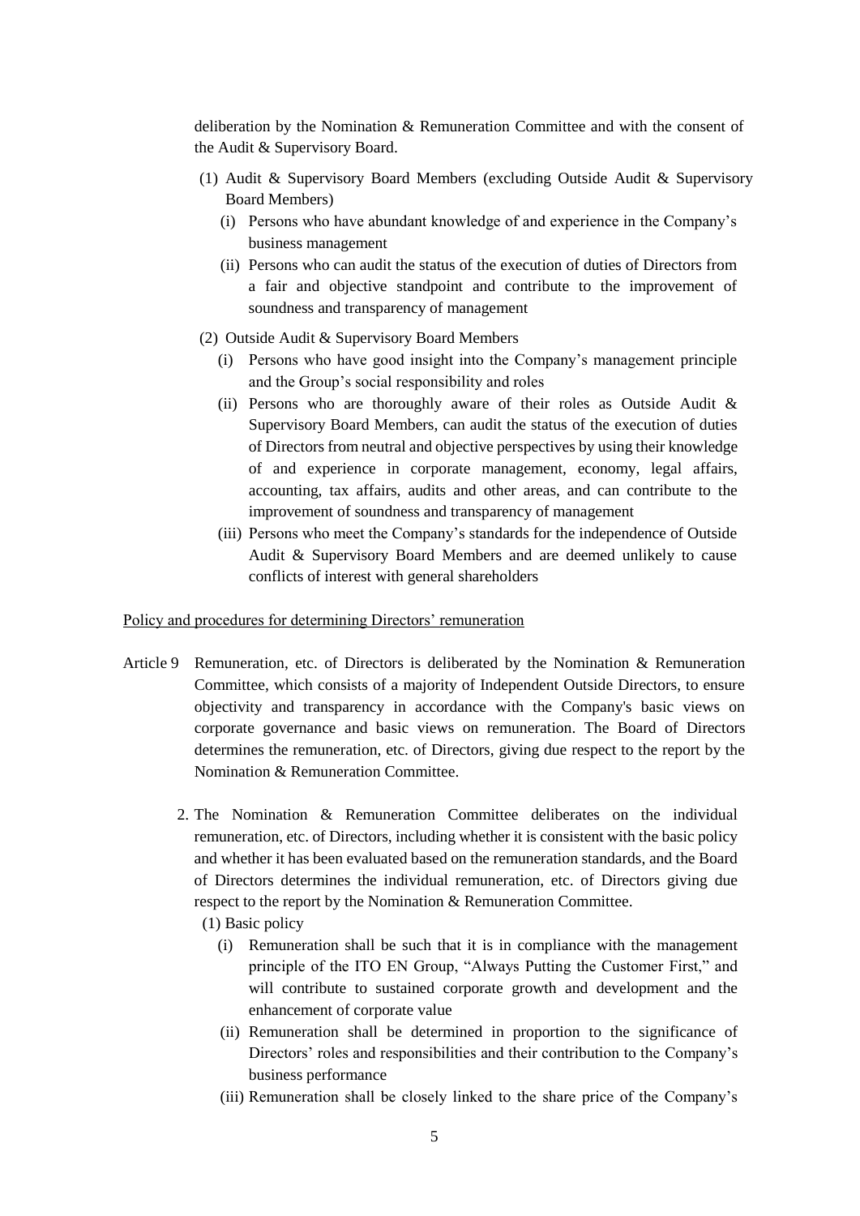deliberation by the Nomination & Remuneration Committee and with the consent of the Audit & Supervisory Board.

(1) Audit & Supervisory Board Members (excluding Outside Audit & Supervisory Board Members)

(i) Persons who have abundant knowledge of and experience in the Company's business management

(ii) Persons who can audit the status of the execution of duties of Directors from a fair and objective standpoint and contribute to the improvement of soundness and transparency of management

(2) Outside Audit & Supervisory Board Members

(i) Persons who have good insight into the Company's management principle and the Group's social responsibility and roles

(ii) Persons who are thoroughly aware of their roles as Outside Audit & Supervisory Board Members, can audit the status of the execution of duties of Directors from neutral and objective perspectives by using their knowledge of and experience in corporate management, economy, legal affairs, accounting, tax affairs, audits and other areas, and can contribute to the improvement of soundness and transparency of management

(iii) Persons who meet the Company's standards for the independence of Outside Audit & Supervisory Board Members and are deemed unlikely to cause conflicts of interest with general shareholders

<u>Policy and procedures for determining Directors' remuneration</u>

Article 9 Remuneration, etc. of Directors is deliberated by the Nomination & Remuneration Committee, which consists of a majority of Independent Outside Directors, to ensure objectivity and transparency in accordance with the Company's basic views on corporate governance and basic views on remuneration. The Board of Directors determines the remuneration, etc. of Directors, giving due respect to the report by the Nomination & Remuneration Committee.

2. The Nomination & Remuneration Committee deliberates on the individual remuneration, etc. of Directors, including whether it is consistent with the basic policy and whether it has been evaluated based on the remuneration standards, and the Board of Directors determines the individual remuneration, etc. of Directors giving due respect to the report by the Nomination & Remuneration Committee.

(1) Basic policy

(i) Remuneration shall be such that it is in compliance with the management principle of the ITO EN Group, "Always Putting the Customer First," and will contribute to sustained corporate growth and development and the enhancement of corporate value

(ii) Remuneration shall be determined in proportion to the significance of Directors' roles and responsibilities and their contribution to the Company's business performance

(iii) Remuneration shall be closely linked to the share price of the Company's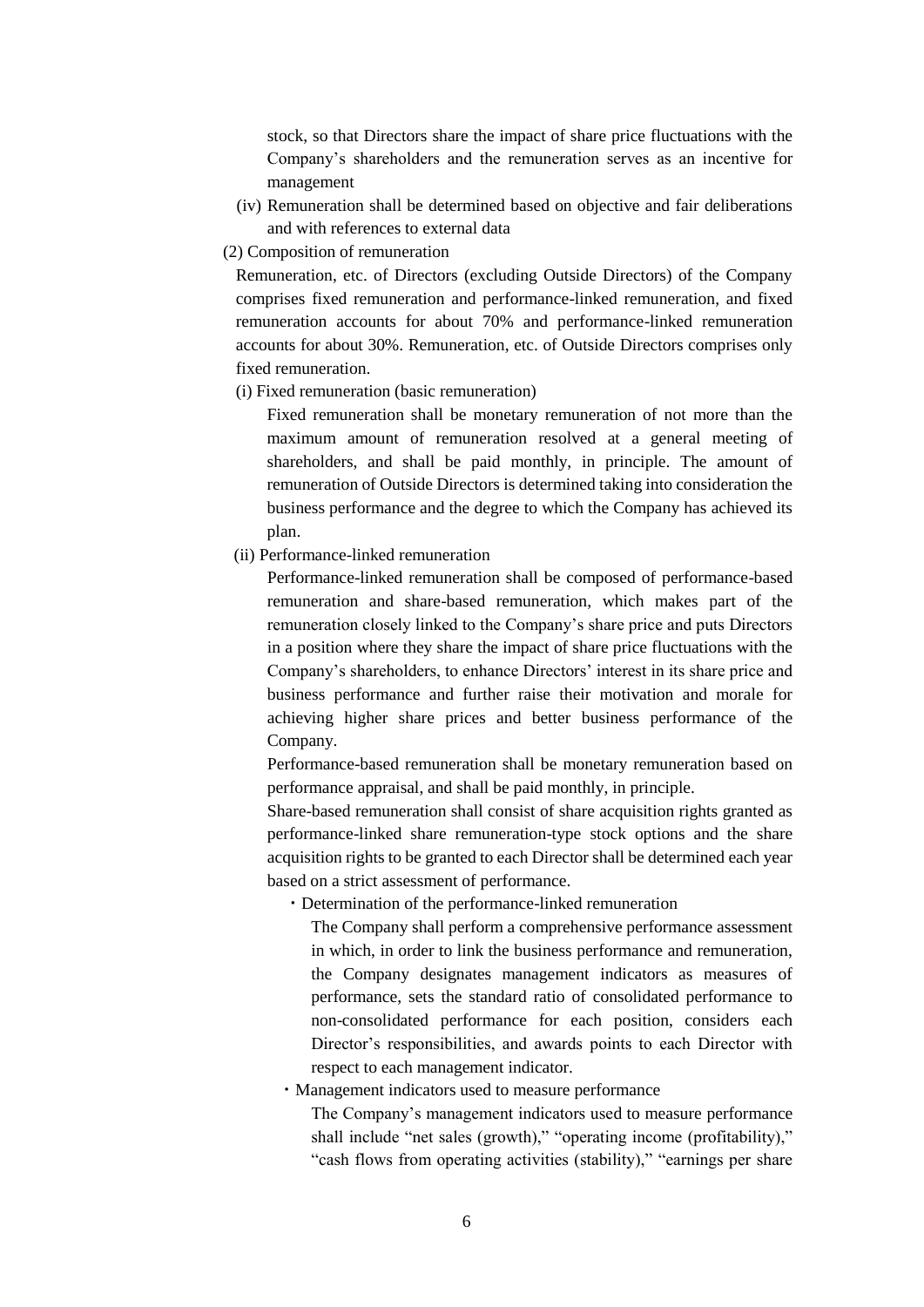stock, so that Directors share the impact of share price fluctuations with the Company's shareholders and the remuneration serves as an incentive for management

(iv) Remuneration shall be determined based on objective and fair deliberations and with references to external data

(2) Composition of remuneration

Remuneration, etc. of Directors (excluding Outside Directors) of the Company comprises fixed remuneration and performance-linked remuneration, and fixed remuneration accounts for about 70% and performance-linked remuneration accounts for about 30%. Remuneration, etc. of Outside Directors comprises only fixed remuneration.

(i) Fixed remuneration (basic remuneration)

Fixed remuneration shall be monetary remuneration of not more than the maximum amount of remuneration resolved at a general meeting of shareholders, and shall be paid monthly, in principle. The amount of remuneration of Outside Directors is determined taking into consideration the business performance and the degree to which the Company has achieved its plan.

(ii) Performance-linked remuneration

Performance-linked remuneration shall be composed of performance-based remuneration and share-based remuneration, which makes part of the remuneration closely linked to the Company's share price and puts Directors in a position where they share the impact of share price fluctuations with the Company's shareholders, to enhance Directors' interest in its share price and business performance and further raise their motivation and morale for achieving higher share prices and better business performance of the Company.

Performance-based remuneration shall be monetary remuneration based on performance appraisal, and shall be paid monthly, in principle.

Share-based remuneration shall consist of share acquisition rights granted as performance-linked share remuneration-type stock options and the share acquisition rights to be granted to each Director shall be determined each year based on a strict assessment of performance.

・Determination of the performance-linked remuneration

The Company shall perform a comprehensive performance assessment in which, in order to link the business performance and remuneration, the Company designates management indicators as measures of performance, sets the standard ratio of consolidated performance to non-consolidated performance for each position, considers each Director's responsibilities, and awards points to each Director with respect to each management indicator.

・Management indicators used to measure performance

The Company's management indicators used to measure performance shall include "net sales (growth)," "operating income (profitability)," "cash flows from operating activities (stability)," "earnings per share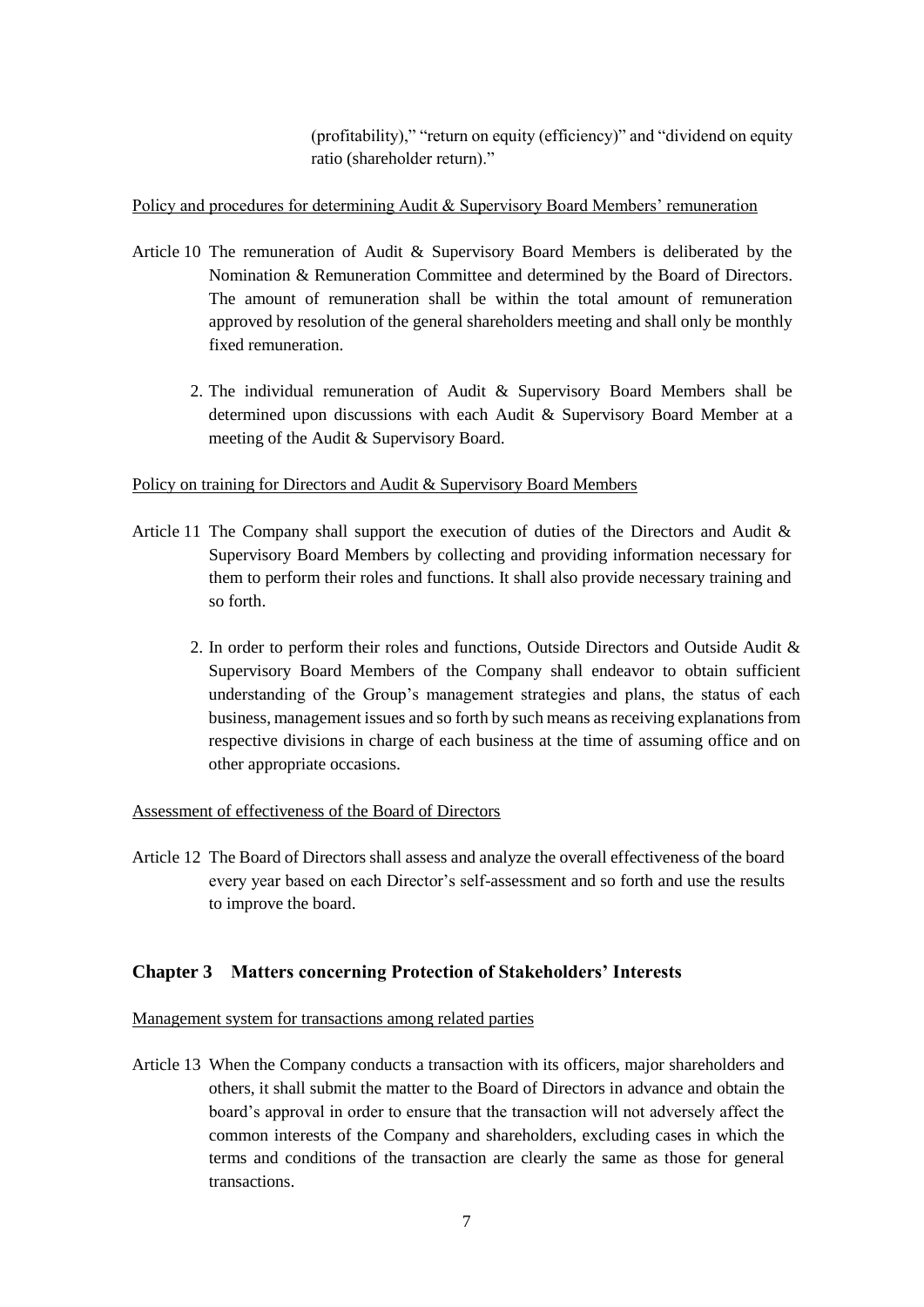(profitability)," "return on equity (efficiency)" and "dividend on equity ratio (shareholder return)."

Policy and procedures for determining Audit & Supervisory Board Members' remuneration

Article 10 The remuneration of Audit & Supervisory Board Members is deliberated by the Nomination & Remuneration Committee and determined by the Board of Directors. The amount of remuneration shall be within the total amount of remuneration approved by resolution of the general shareholders meeting and shall only be monthly fixed remuneration.

2. The individual remuneration of Audit & Supervisory Board Members shall be determined upon discussions with each Audit & Supervisory Board Member at a meeting of the Audit & Supervisory Board.

Policy on training for Directors and Audit & Supervisory Board Members

Article 11 The Company shall support the execution of duties of the Directors and Audit & Supervisory Board Members by collecting and providing information necessary for them to perform their roles and functions. It shall also provide necessary training and so forth.

2. In order to perform their roles and functions, Outside Directors and Outside Audit & Supervisory Board Members of the Company shall endeavor to obtain sufficient understanding of the Group's management strategies and plans, the status of each business, management issues and so forth by such means as receiving explanations from respective divisions in charge of each business at the time of assuming office and on other appropriate occasions.

Assessment of effectiveness of the Board of Directors

Article 12 The Board of Directors shall assess and analyze the overall effectiveness of the board every year based on each Director's self-assessment and so forth and use the results to improve the board.

## Chapter 3 Matters concerning Protection of Stakeholders' Interests

Management system for transactions among related parties

Article 13 When the Company conducts a transaction with its officers, major shareholders and others, it shall submit the matter to the Board of Directors in advance and obtain the board's approval in order to ensure that the transaction will not adversely affect the common interests of the Company and shareholders, excluding cases in which the terms and conditions of the transaction are clearly the same as those for general transactions.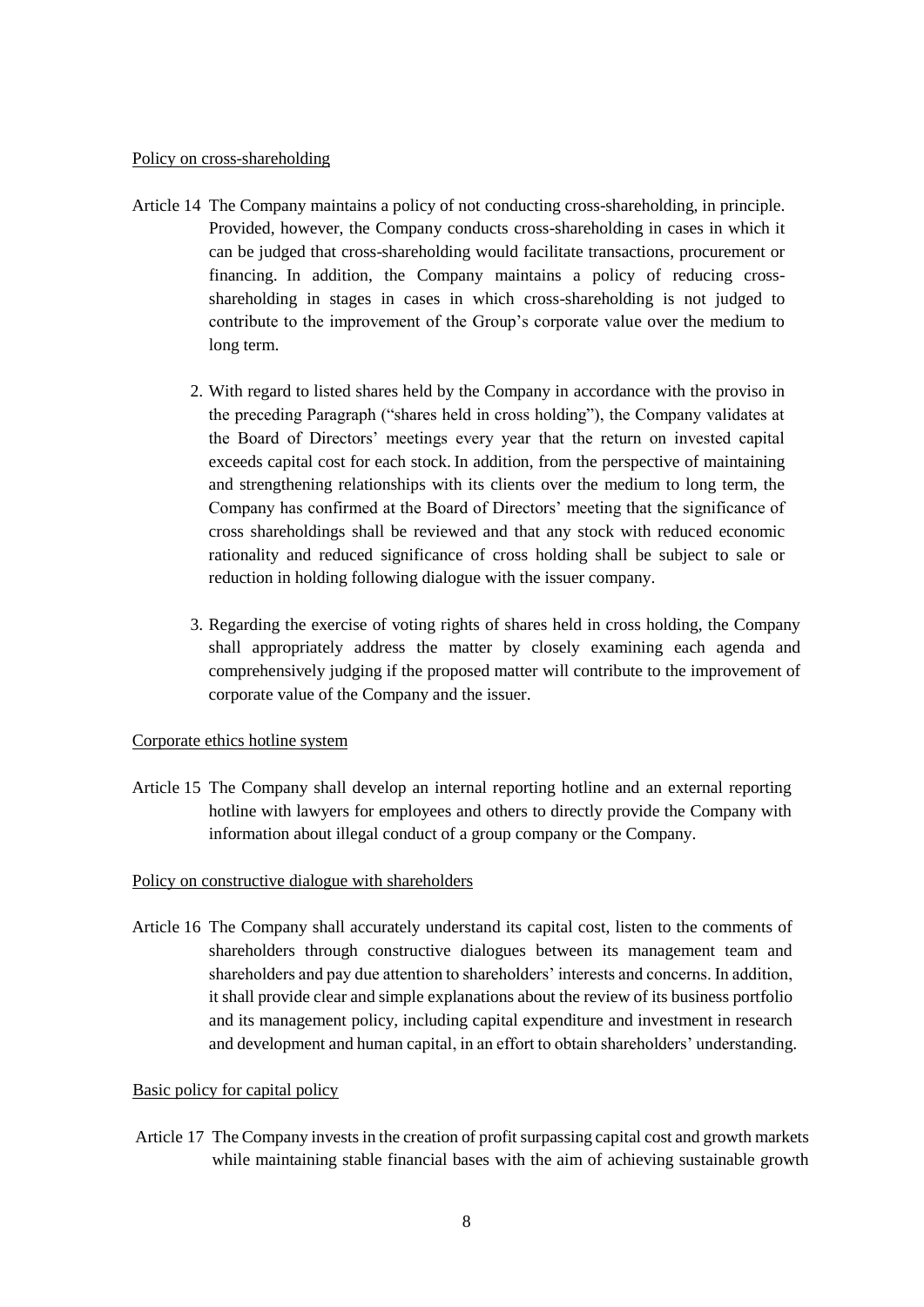Policy on cross-shareholding

Article 14 The Company maintains a policy of not conducting cross-shareholding, in principle. Provided, however, the Company conducts cross-shareholding in cases in which it can be judged that cross-shareholding would facilitate transactions, procurement or financing. In addition, the Company maintains a policy of reducing cross-shareholding in stages in cases in which cross-shareholding is not judged to contribute to the improvement of the Group's corporate value over the medium to long term.

2. With regard to listed shares held by the Company in accordance with the proviso in the preceding Paragraph ("shares held in cross holding"), the Company validates at the Board of Directors' meetings every year that the return on invested capital exceeds capital cost for each stock. In addition, from the perspective of maintaining and strengthening relationships with its clients over the medium to long term, the Company has confirmed at the Board of Directors' meeting that the significance of cross shareholdings shall be reviewed and that any stock with reduced economic rationality and reduced significance of cross holding shall be subject to sale or reduction in holding following dialogue with the issuer company.

3. Regarding the exercise of voting rights of shares held in cross holding, the Company shall appropriately address the matter by closely examining each agenda and comprehensively judging if the proposed matter will contribute to the improvement of corporate value of the Company and the issuer.

Corporate ethics hotline system

Article 15 The Company shall develop an internal reporting hotline and an external reporting hotline with lawyers for employees and others to directly provide the Company with information about illegal conduct of a group company or the Company.

Policy on constructive dialogue with shareholders

Article 16 The Company shall accurately understand its capital cost, listen to the comments of shareholders through constructive dialogues between its management team and shareholders and pay due attention to shareholders' interests and concerns. In addition, it shall provide clear and simple explanations about the review of its business portfolio and its management policy, including capital expenditure and investment in research and development and human capital, in an effort to obtain shareholders' understanding.

Basic policy for capital policy

Article 17 The Company invests in the creation of profit surpassing capital cost and growth markets while maintaining stable financial bases with the aim of achieving sustainable growth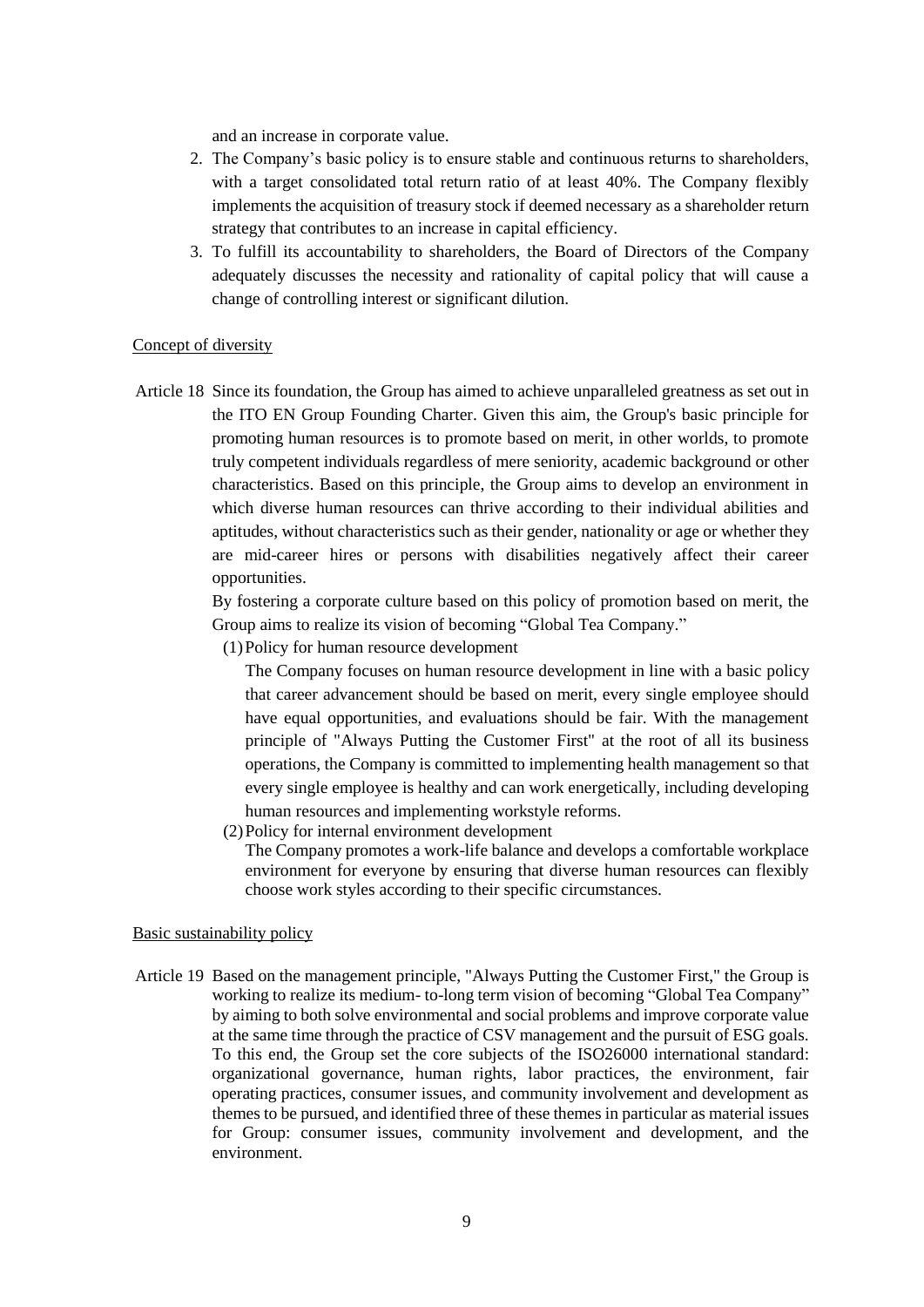and an increase in corporate value.

2. The Company's basic policy is to ensure stable and continuous returns to shareholders, with a target consolidated total return ratio of at least 40%. The Company flexibly implements the acquisition of treasury stock if deemed necessary as a shareholder return strategy that contributes to an increase in capital efficiency.
3. To fulfill its accountability to shareholders, the Board of Directors of the Company adequately discusses the necessity and rationality of capital policy that will cause a change of controlling interest or significant dilution.

Concept of diversity

Article 18 Since its foundation, the Group has aimed to achieve unparalleled greatness as set out in the ITO EN Group Founding Charter. Given this aim, the Group's basic principle for promoting human resources is to promote based on merit, in other worlds, to promote truly competent individuals regardless of mere seniority, academic background or other characteristics. Based on this principle, the Group aims to develop an environment in which diverse human resources can thrive according to their individual abilities and aptitudes, without characteristics such as their gender, nationality or age or whether they are mid-career hires or persons with disabilities negatively affect their career opportunities.

By fostering a corporate culture based on this policy of promotion based on merit, the Group aims to realize its vision of becoming "Global Tea Company."

(1) Policy for human resource development

The Company focuses on human resource development in line with a basic policy that career advancement should be based on merit, every single employee should have equal opportunities, and evaluations should be fair. With the management principle of "Always Putting the Customer First" at the root of all its business operations, the Company is committed to implementing health management so that every single employee is healthy and can work energetically, including developing human resources and implementing workstyle reforms.

(2) Policy for internal environment development

The Company promotes a work-life balance and develops a comfortable workplace environment for everyone by ensuring that diverse human resources can flexibly choose work styles according to their specific circumstances.

Basic sustainability policy

Article 19 Based on the management principle, "Always Putting the Customer First," the Group is working to realize its medium- to-long term vision of becoming "Global Tea Company" by aiming to both solve environmental and social problems and improve corporate value at the same time through the practice of CSV management and the pursuit of ESG goals. To this end, the Group set the core subjects of the ISO26000 international standard: organizational governance, human rights, labor practices, the environment, fair operating practices, consumer issues, and community involvement and development as themes to be pursued, and identified three of these themes in particular as material issues for Group: consumer issues, community involvement and development, and the environment.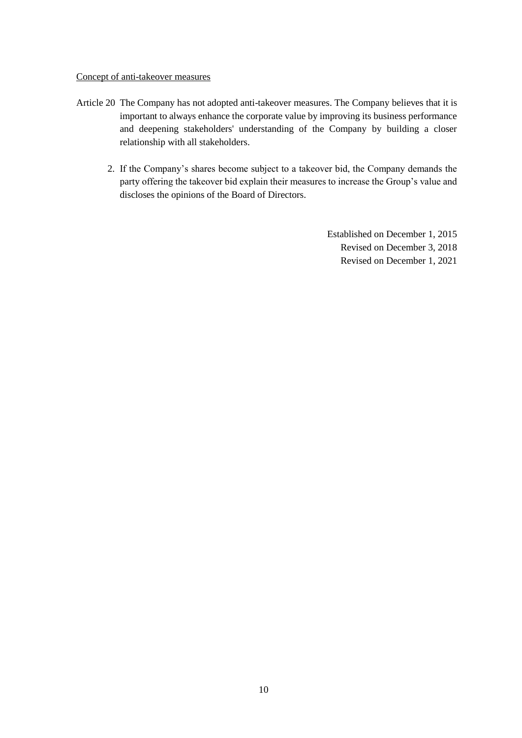Concept of anti-takeover measures

Article 20 The Company has not adopted anti-takeover measures. The Company believes that it is important to always enhance the corporate value by improving its business performance and deepening stakeholders' understanding of the Company by building a closer relationship with all stakeholders.

2. If the Company's shares become subject to a takeover bid, the Company demands the party offering the takeover bid explain their measures to increase the Group's value and discloses the opinions of the Board of Directors.

Established on December 1, 2015
Revised on December 3, 2018
Revised on December 1, 2021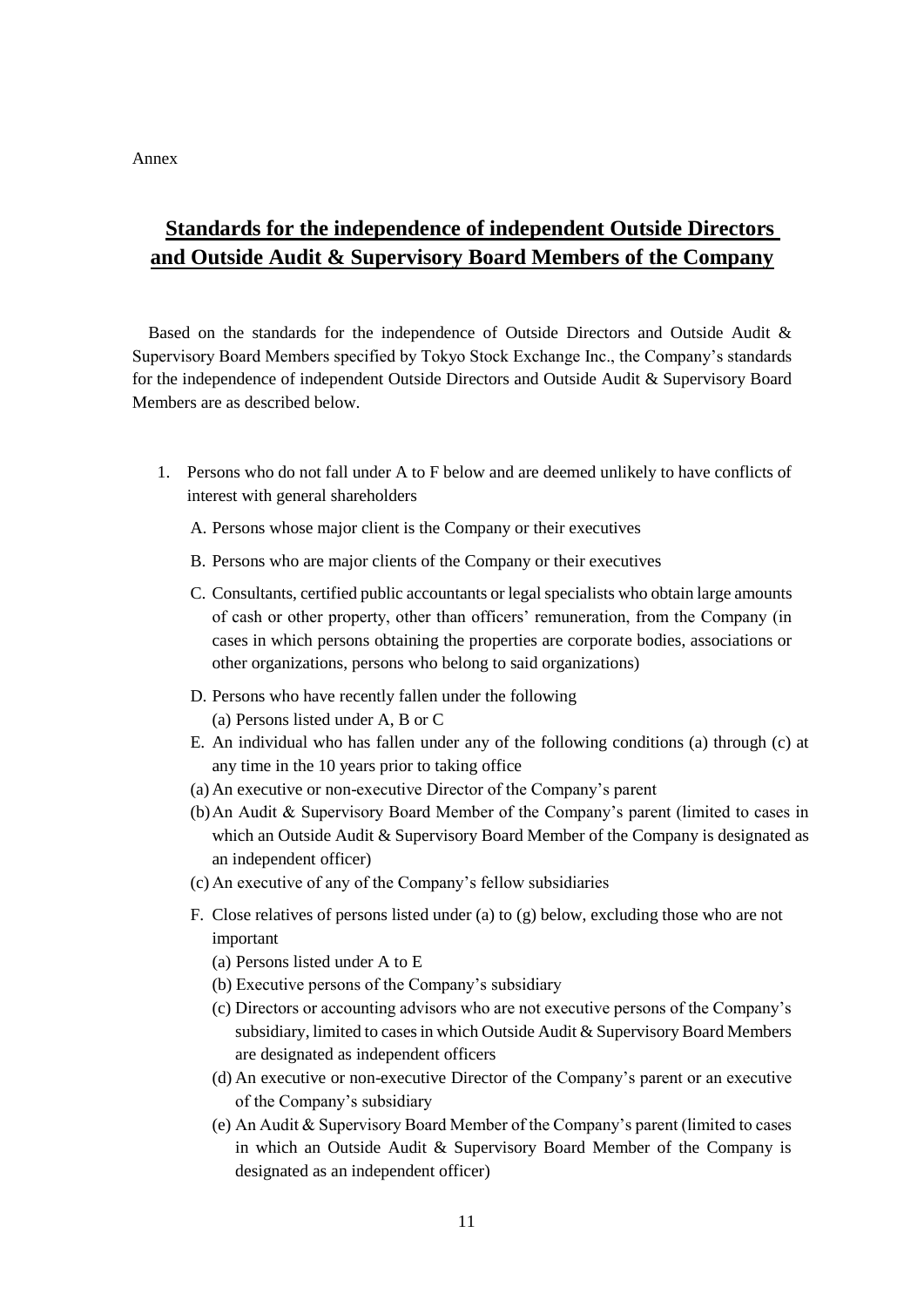Annex

# Standards for the independence of independent Outside Directors and Outside Audit & Supervisory Board Members of the Company

Based on the standards for the independence of Outside Directors and Outside Audit & Supervisory Board Members specified by Tokyo Stock Exchange Inc., the Company's standards for the independence of independent Outside Directors and Outside Audit & Supervisory Board Members are as described below.

1. Persons who do not fall under A to F below and are deemed unlikely to have conflicts of interest with general shareholders

   A. Persons whose major client is the Company or their executives

   B. Persons who are major clients of the Company or their executives

   C. Consultants, certified public accountants or legal specialists who obtain large amounts of cash or other property, other than officers' remuneration, from the Company (in cases in which persons obtaining the properties are corporate bodies, associations or other organizations, persons who belong to said organizations)

   D. Persons who have recently fallen under the following
      (a) Persons listed under A, B or C

   E. An individual who has fallen under any of the following conditions (a) through (c) at any time in the 10 years prior to taking office
      (a) An executive or non-executive Director of the Company's parent
      (b) An Audit & Supervisory Board Member of the Company's parent (limited to cases in which an Outside Audit & Supervisory Board Member of the Company is designated as an independent officer)
      (c) An executive of any of the Company's fellow subsidiaries

   F. Close relatives of persons listed under (a) to (g) below, excluding those who are not important
      (a) Persons listed under A to E
      (b) Executive persons of the Company's subsidiary
      (c) Directors or accounting advisors who are not executive persons of the Company's subsidiary, limited to cases in which Outside Audit & Supervisory Board Members are designated as independent officers
      (d) An executive or non-executive Director of the Company's parent or an executive of the Company's subsidiary
      (e) An Audit & Supervisory Board Member of the Company's parent (limited to cases in which an Outside Audit & Supervisory Board Member of the Company is designated as an independent officer)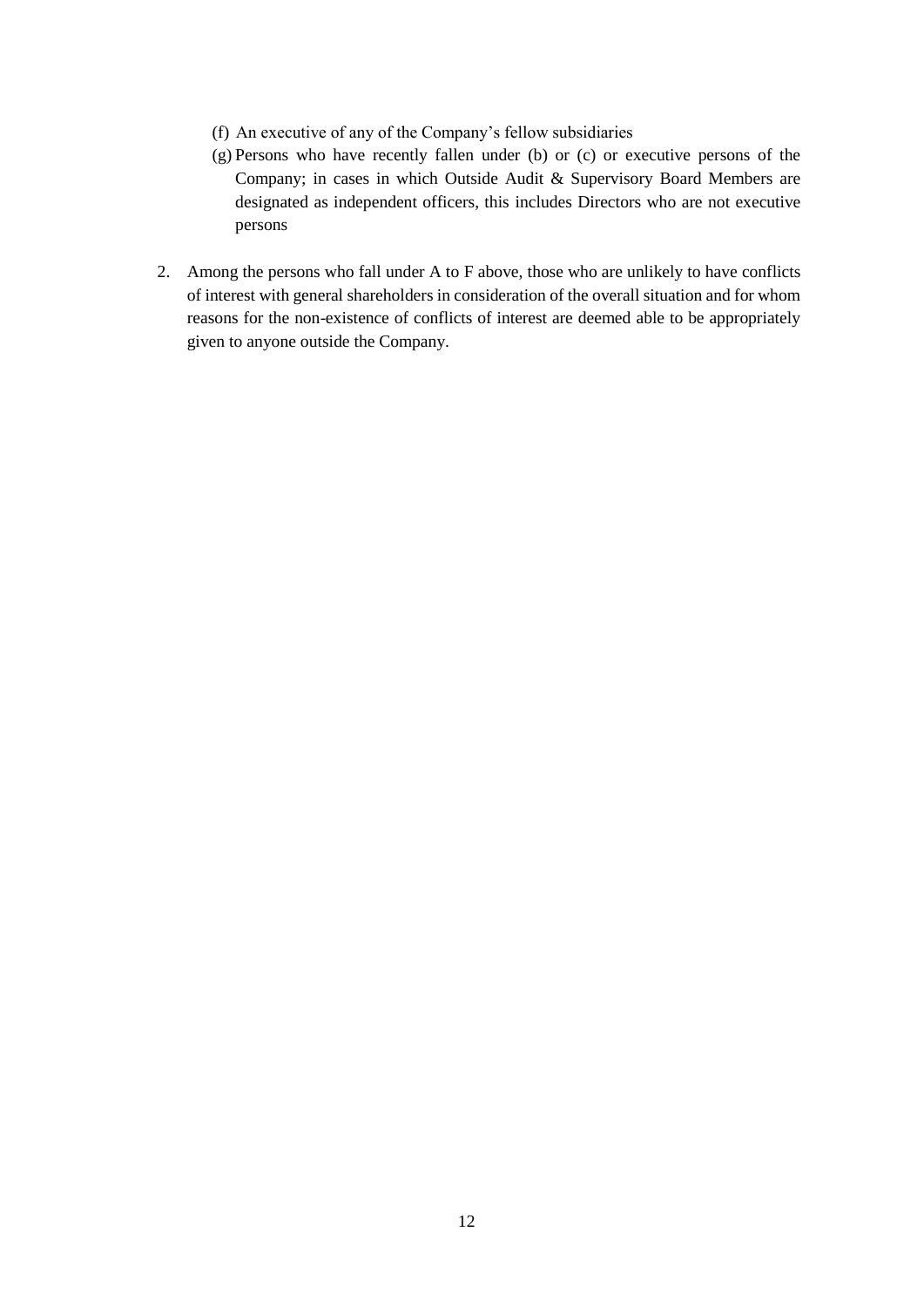(f) An executive of any of the Company's fellow subsidiaries

(g) Persons who have recently fallen under (b) or (c) or executive persons of the Company; in cases in which Outside Audit & Supervisory Board Members are designated as independent officers, this includes Directors who are not executive persons

2. Among the persons who fall under A to F above, those who are unlikely to have conflicts of interest with general shareholders in consideration of the overall situation and for whom reasons for the non-existence of conflicts of interest are deemed able to be appropriately given to anyone outside the Company.